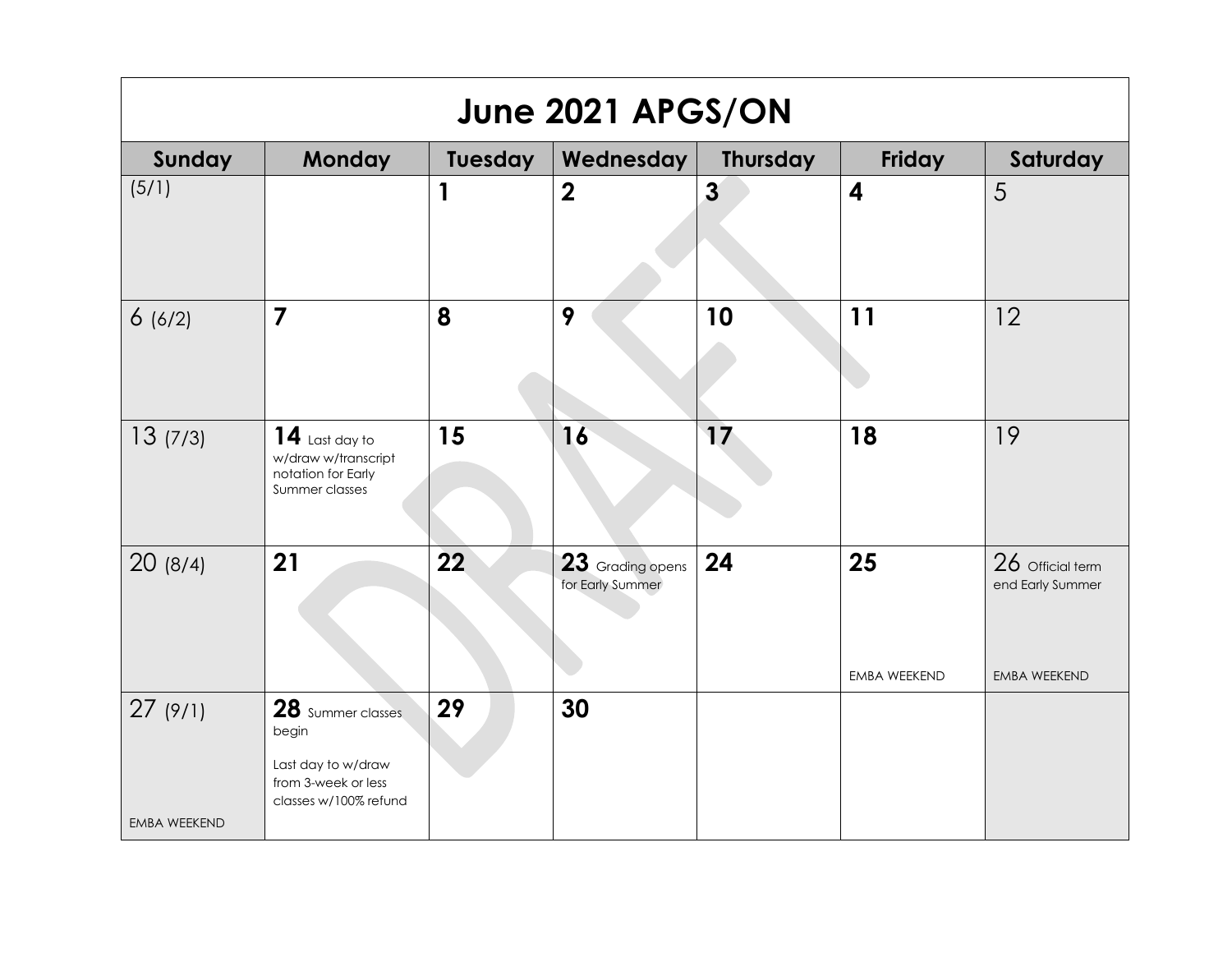# June 2021 APGS/ON

| Sunday | Monday | Tuesday | Wednesday | Thursday | Friday | Saturday |
|---|---|---|---|---|---|---|
| (5/1) | | 1 | 2 | 3 | 4 | 5 |
| 6 (6/2) | 7 | 8 | 9 | 10 | 11 | 12 |
| 13 (7/3) | 14 Last day to w/draw w/transcript notation for Early Summer classes | 15 | 16 | 17 | 18 | 19 |
| 20 (8/4) | 21 | 22 | 23 Grading opens for Early Summer | 24 | 25 EMBA WEEKEND | 26 Official term end Early Summer EMBA WEEKEND |
| 27 (9/1) EMBA WEEKEND | 28 Summer classes begin<br>Last day to w/draw from 3-week or less classes w/100% refund | 29 | 30 | | | |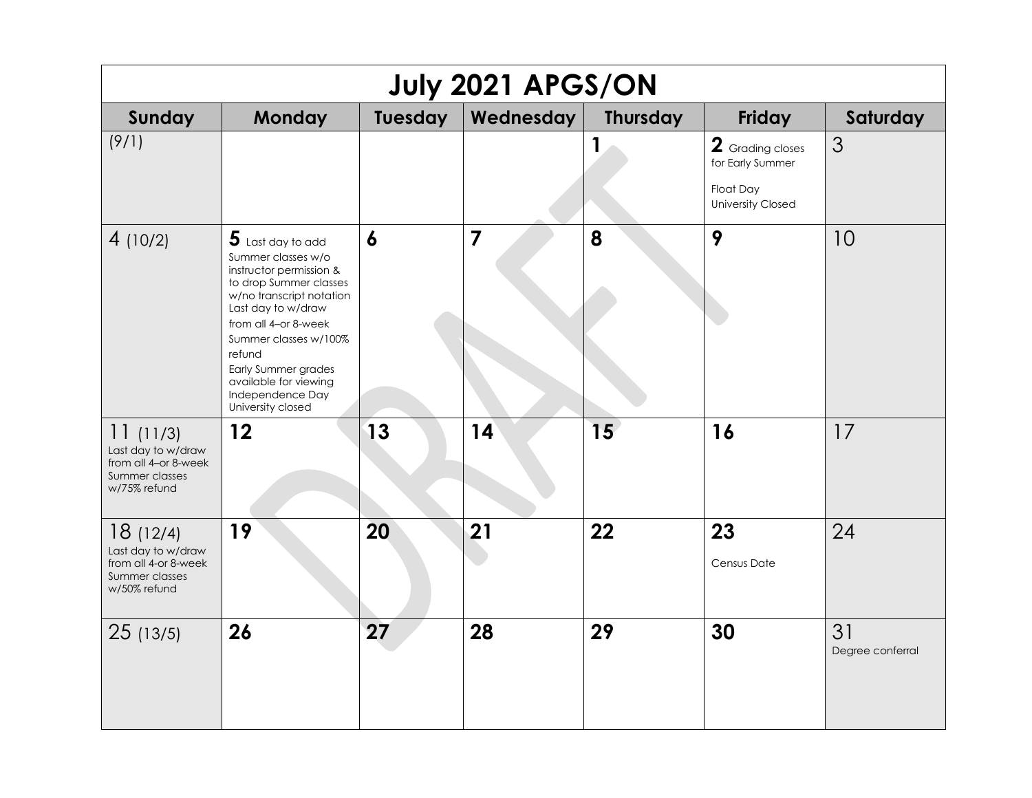# July 2021 APGS/ON

| Sunday | Monday | Tuesday | Wednesday | Thursday | Friday | Saturday |
|---|---|---|---|---|---|---|
| (9/1) | | | | **1** | **2** Grading closes for Early Summer<br><br>Float Day<br>University Closed | 3 |
| 4 (10/2) | **5** Last day to add Summer classes w/o instructor permission & to drop Summer classes w/no transcript notation<br>Last day to w/draw from all 4–or 8-week Summer classes w/100% refund<br>Early Summer grades available for viewing<br>Independence Day<br>University closed | **6** | **7** | **8** | **9** | 10 |
| 11 (11/3)<br>Last day to w/draw from all 4–or 8-week Summer classes w/75% refund | **12** | **13** | **14** | **15** | **16** | 17 |
| 18 (12/4)<br>Last day to w/draw from all 4-or 8-week Summer classes w/50% refund | **19** | **20** | **21** | **22** | **23**<br><br>Census Date | 24 |
| 25 (13/5) | **26** | **27** | **28** | **29** | **30** | 31<br>Degree conferral |

DRAFT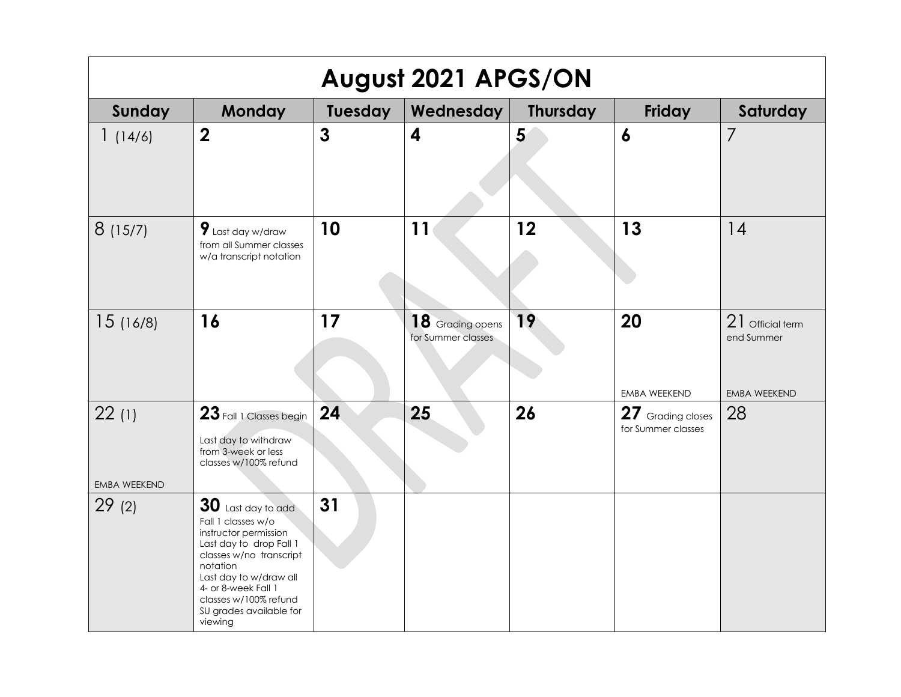# August 2021 APGS/ON

| Sunday | Monday | Tuesday | Wednesday | Thursday | Friday | Saturday |
|---|---|---|---|---|---|---|
| 1 (14/6) | **2** | **3** | **4** | **5** | **6** | 7 |
| 8 (15/7) | **9** Last day w/draw from all Summer classes w/a transcript notation | **10** | **11** | **12** | **13** | 14 |
| 15 (16/8) | **16** | **17** | **18** Grading opens for Summer classes | **19** | **20** EMBA WEEKEND | 21 Official term end Summer EMBA WEEKEND |
| 22 (1) EMBA WEEKEND | **23** Fall 1 Classes begin Last day to withdraw from 3-week or less classes w/100% refund | **24** | **25** | **26** | **27** Grading closes for Summer classes | 28 |
| 29 (2) | **30** Last day to add Fall 1 classes w/o instructor permission Last day to drop Fall 1 classes w/no transcript notation Last day to w/draw all 4- or 8-week Fall 1 classes w/100% refund SU grades available for viewing | **31** | | | | |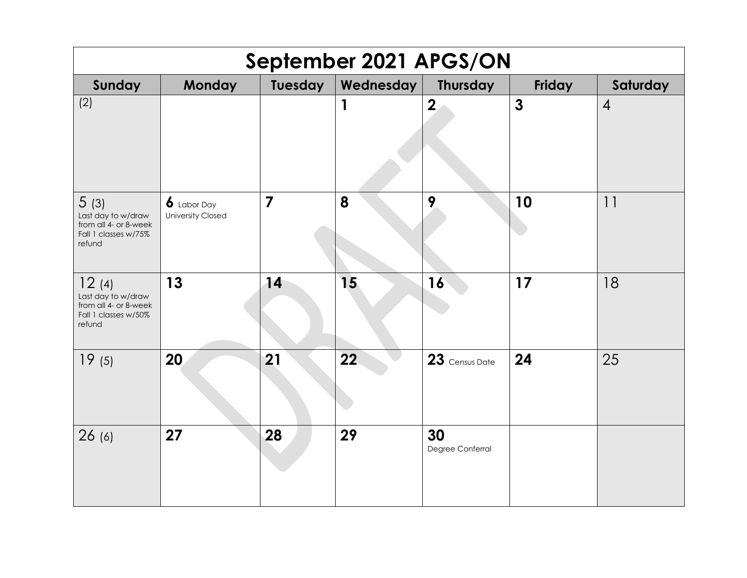# September 2021 APGS/ON

| Sunday | Monday | Tuesday | Wednesday | Thursday | Friday | Saturday |
|---|---|---|---|---|---|---|
| (2) | | | 1 | 2 | 3 | 4 |
| 5 (3) Last day to w/draw from all 4- or 8-week Fall 1 classes w/75% refund | 6 Labor Day University Closed | 7 | 8 | 9 | 10 | 11 |
| 12 (4) Last day to w/draw from all 4- or 8-week Fall 1 classes w/50% refund | 13 | 14 | 15 | 16 | 17 | 18 |
| 19 (5) | 20 | 21 | 22 | 23 Census Date | 24 | 25 |
| 26 (6) | 27 | 28 | 29 | 30 Degree Conferral | | |

DRAFT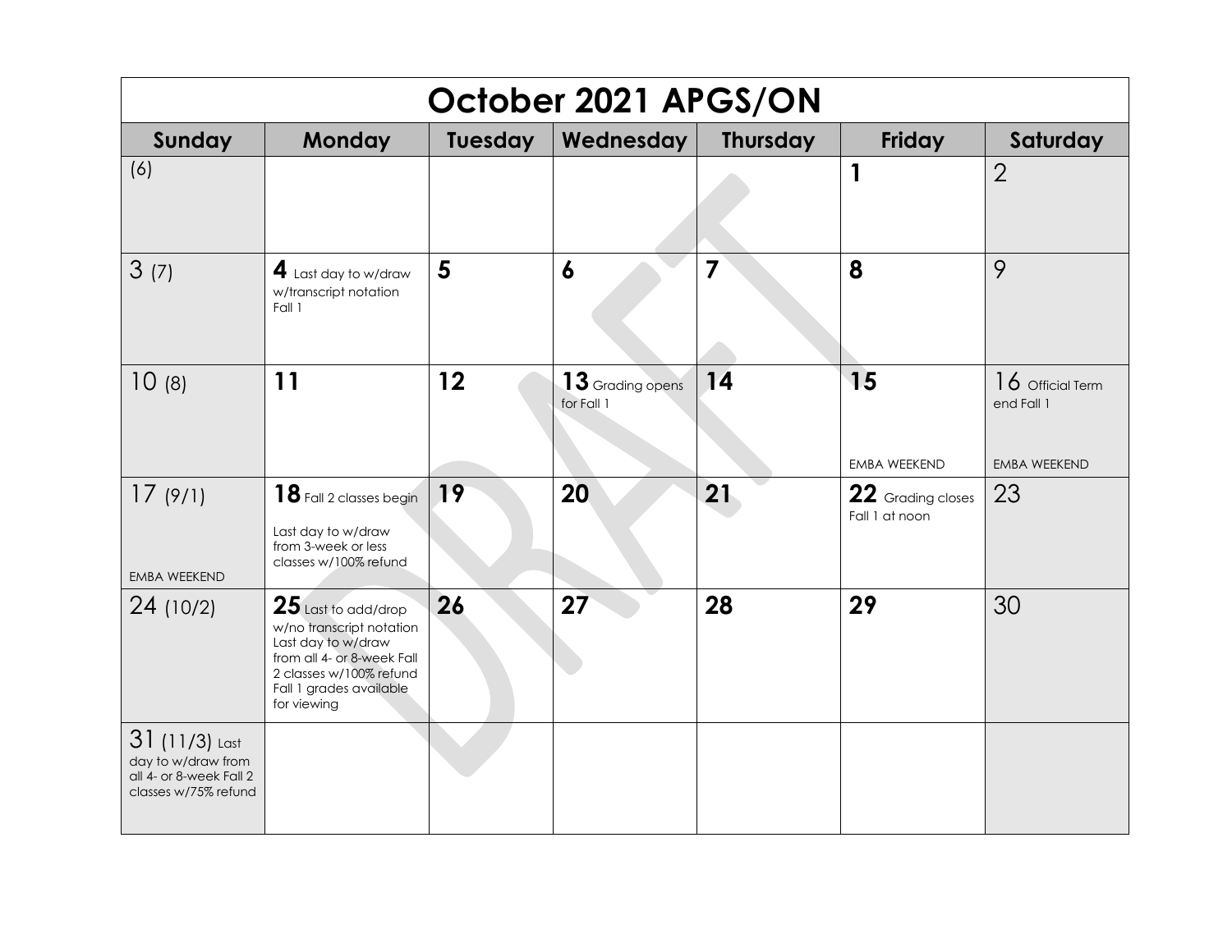# October 2021 APGS/ON

| Sunday | Monday | Tuesday | Wednesday | Thursday | Friday | Saturday |
|---|---|---|---|---|---|---|
| (6) | | | | | 1 | 2 |
| 3 (7) | 4 Last day to w/draw w/transcript notation Fall 1 | 5 | 6 | 7 | 8 | 9 |
| 10 (8) | 11 | 12 | 13 Grading opens for Fall 1 | 14 | 15<br>EMBA WEEKEND | 16 Official Term end Fall 1<br>EMBA WEEKEND |
| 17 (9/1)<br>EMBA WEEKEND | 18 Fall 2 classes begin<br>Last day to w/draw from 3-week or less classes w/100% refund | 19 | 20 | 21 | 22 Grading closes Fall 1 at noon | 23 |
| 24 (10/2) | 25 Last to add/drop w/no transcript notation<br>Last day to w/draw from all 4- or 8-week Fall 2 classes w/100% refund<br>Fall 1 grades available for viewing | 26 | 27 | 28 | 29 | 30 |
| 31 (11/3) Last day to w/draw from all 4- or 8-week Fall 2 classes w/75% refund | | | | | | |

DRAFT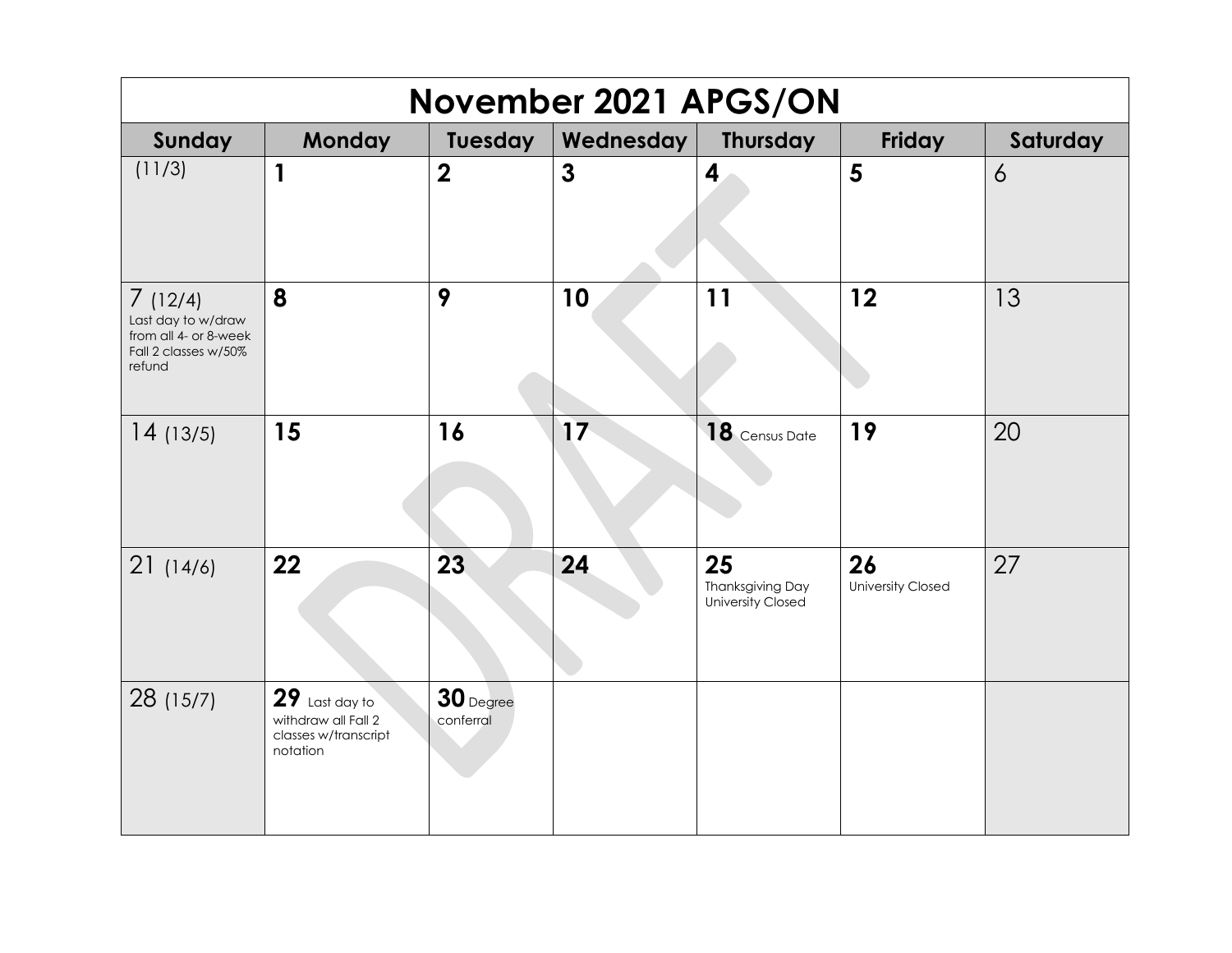# November 2021 APGS/ON

| Sunday | Monday | Tuesday | Wednesday | Thursday | Friday | Saturday |
|---|---|---|---|---|---|---|
| (11/3) | **1** | **2** | **3** | **4** | **5** | 6 |
| 7 (12/4) Last day to w/draw from all 4- or 8-week Fall 2 classes w/50% refund | **8** | **9** | **10** | **11** | **12** | 13 |
| 14 (13/5) | **15** | **16** | **17** | **18** Census Date | **19** | 20 |
| 21 (14/6) | **22** | **23** | **24** | **25** Thanksgiving Day University Closed | **26** University Closed | 27 |
| 28 (15/7) | **29** Last day to withdraw all Fall 2 classes w/transcript notation | **30** Degree conferral | | | | |

DRAFT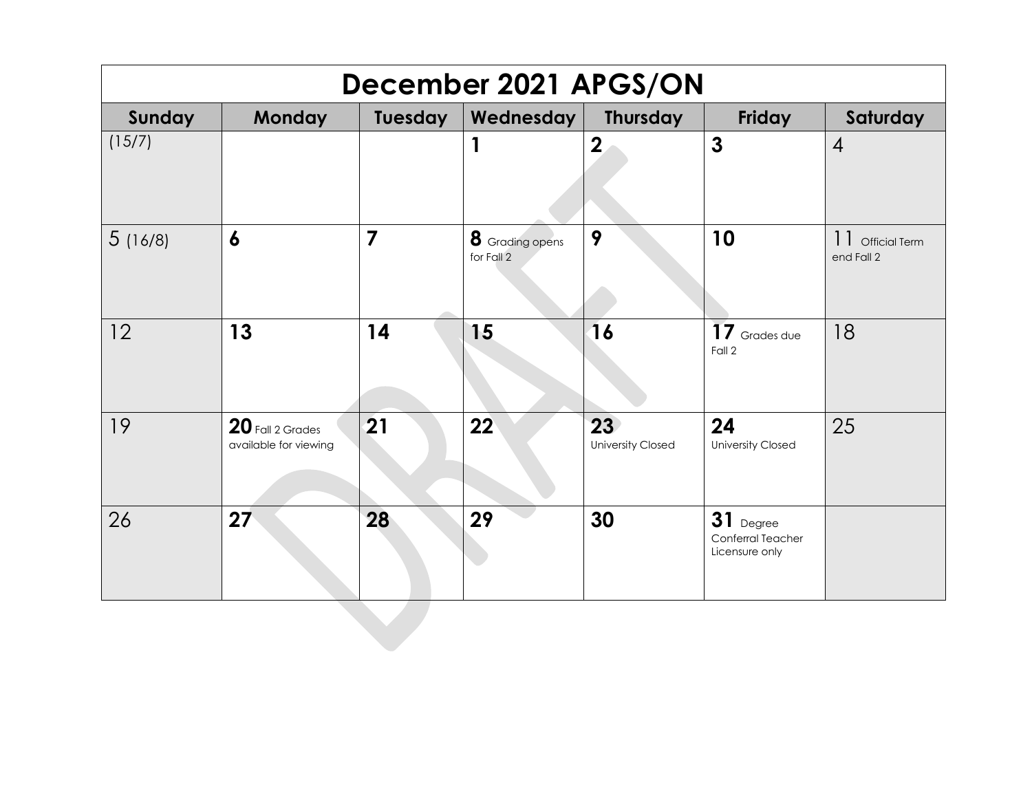# December 2021 APGS/ON

| Sunday | Monday | Tuesday | Wednesday | Thursday | Friday | Saturday |
|---|---|---|---|---|---|---|
| (15/7) | | | **1** | **2** | **3** | 4 |
| 5 (16/8) | **6** | **7** | **8** Grading opens for Fall 2 | **9** | **10** | 11 Official Term end Fall 2 |
| 12 | **13** | **14** | **15** | **16** | **17** Grades due Fall 2 | 18 |
| 19 | **20** Fall 2 Grades available for viewing | **21** | **22** | **23** University Closed | **24** University Closed | 25 |
| 26 | **27** | **28** | **29** | **30** | **31** Degree Conferral Teacher Licensure only | |

DRAFT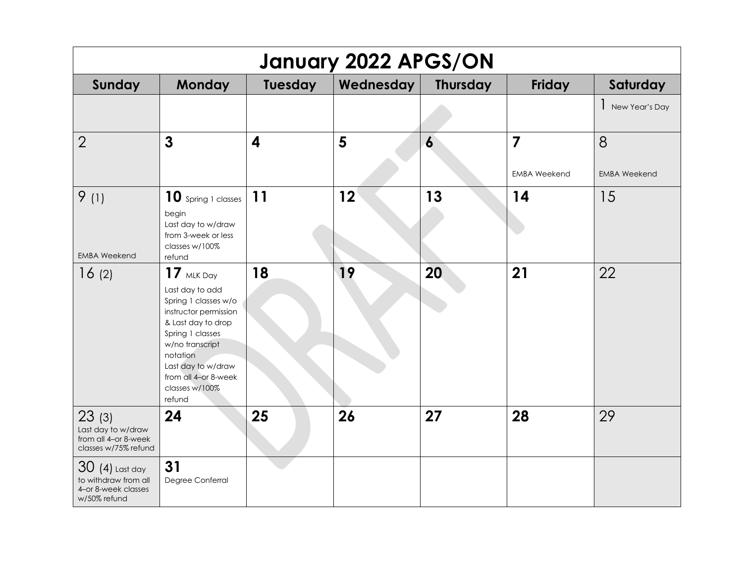# January 2022 APGS/ON

| Sunday | Monday | Tuesday | Wednesday | Thursday | Friday | Saturday |
|---|---|---|---|---|---|---|
| | | | | | | 1 New Year's Day |
| 2 | **3** | **4** | **5** | **6** | **7** EMBA Weekend | 8 EMBA Weekend |
| 9 (1) EMBA Weekend | **10** Spring 1 classes begin Last day to w/draw from 3-week or less classes w/100% refund | **11** | **12** | **13** | **14** | 15 |
| 16 (2) | **17** MLK Day Last day to add Spring 1 classes w/o instructor permission & Last day to drop Spring 1 classes w/no transcript notation Last day to w/draw from all 4–or 8-week classes w/100% refund | **18** | **19** | **20** | **21** | 22 |
| 23 (3) Last day to w/draw from all 4–or 8-week classes w/75% refund | **24** | **25** | **26** | **27** | **28** | 29 |
| 30 (4) Last day to withdraw from all 4–or 8-week classes w/50% refund | **31** Degree Conferral | | | | | |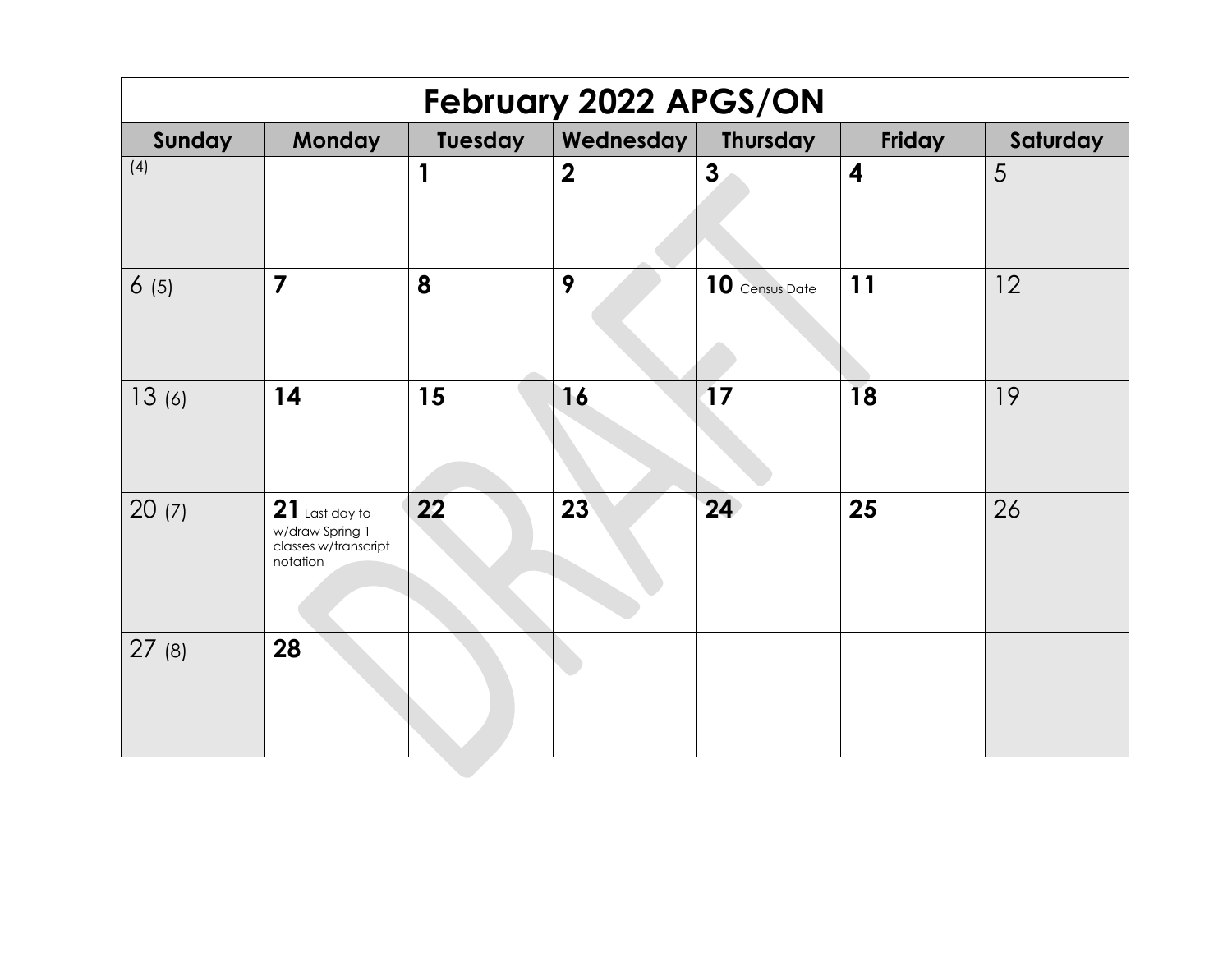# February 2022 APGS/ON

| Sunday | Monday | Tuesday | Wednesday | Thursday | Friday | Saturday |
|---|---|---|---|---|---|---|
| (4) | | **1** | **2** | **3** | **4** | 5 |
| 6 (5) | **7** | **8** | **9** | **10** Census Date | **11** | 12 |
| 13 (6) | **14** | **15** | **16** | **17** | **18** | 19 |
| 20 (7) | **21** Last day to w/draw Spring 1 classes w/transcript notation | **22** | **23** | **24** | **25** | 26 |
| 27 (8) | **28** | | | | | |

DRAFT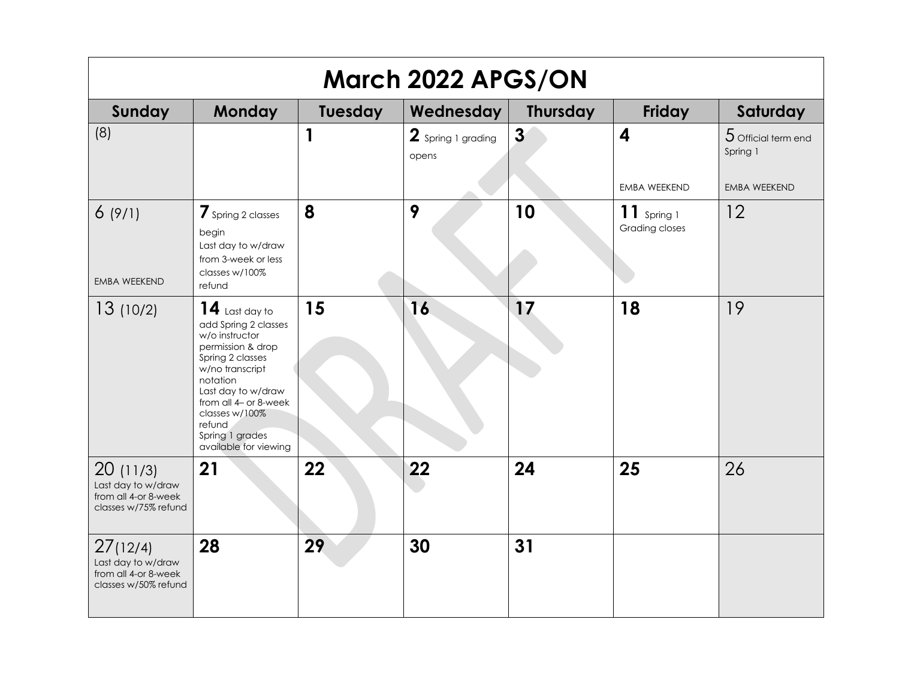# March 2022 APGS/ON

| Sunday | Monday | Tuesday | Wednesday | Thursday | Friday | Saturday |
|---|---|---|---|---|---|---|
| (8) | | **1** | **2** Spring 1 grading opens | **3** | **4** EMBA WEEKEND | 5 Official term end Spring 1 EMBA WEEKEND |
| 6 (9/1) EMBA WEEKEND | **7** Spring 2 classes begin Last day to w/draw from 3-week or less classes w/100% refund | **8** | **9** | **10** | **11** Spring 1 Grading closes | 12 |
| 13 (10/2) | **14** Last day to add Spring 2 classes w/o instructor permission & drop Spring 2 classes w/no transcript notation Last day to w/draw from all 4– or 8-week classes w/100% refund Spring 1 grades available for viewing | **15** | **16** | **17** | **18** | 19 |
| 20 (11/3) Last day to w/draw from all 4-or 8-week classes w/75% refund | **21** | **22** | **22** | **24** | **25** | 26 |
| 27 (12/4) Last day to w/draw from all 4-or 8-week classes w/50% refund | **28** | **29** | **30** | **31** | | |

DRAFT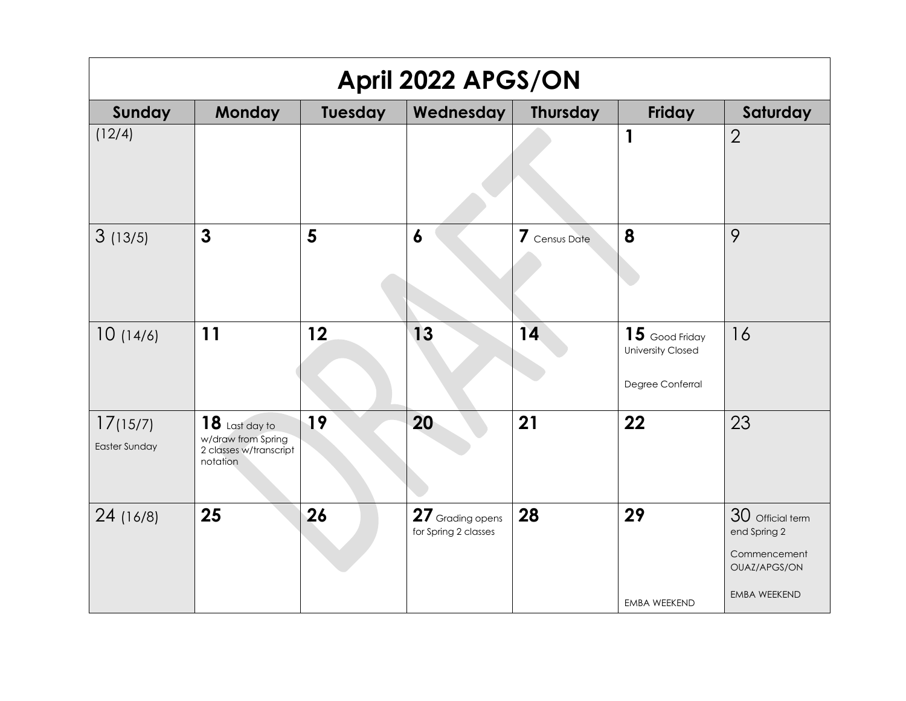# April 2022 APGS/ON

| Sunday | Monday | Tuesday | Wednesday | Thursday | Friday | Saturday |
|---|---|---|---|---|---|---|
| (12/4) | | | | | 1 | 2 |
| 3 (13/5) | 3 | 5 | 6 | 7 Census Date | 8 | 9 |
| 10 (14/6) | 11 | 12 | 13 | 14 | 15 Good Friday University Closed<br><br>Degree Conferral | 16 |
| 17(15/7)<br>Easter Sunday | 18 Last day to w/draw from Spring 2 classes w/transcript notation | 19 | 20 | 21 | 22 | 23 |
| 24 (16/8) | 25 | 26 | 27 Grading opens for Spring 2 classes | 28 | 29<br><br>EMBA WEEKEND | 30 Official term end Spring 2<br><br>Commencement OUAZ/APGS/ON<br><br>EMBA WEEKEND |

DRAFT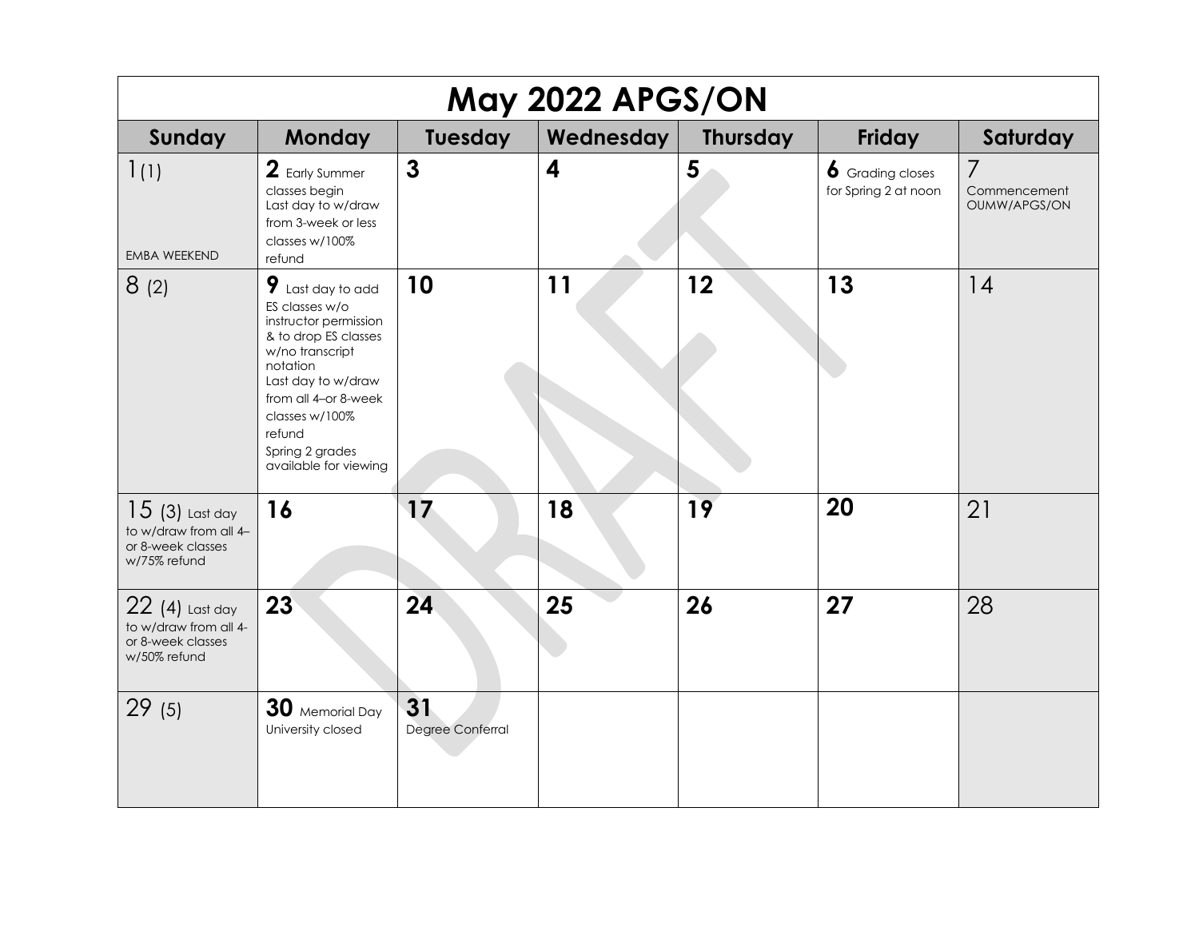# May 2022 APGS/ON

| Sunday | Monday | Tuesday | Wednesday | Thursday | Friday | Saturday |
|---|---|---|---|---|---|---|
| 1 (1) EMBA WEEKEND | **2** Early Summer classes begin Last day to w/draw from 3-week or less classes w/100% refund | **3** | **4** | **5** | **6** Grading closes for Spring 2 at noon | 7 Commencement OUMW/APGS/ON |
| 8 (2) | **9** Last day to add ES classes w/o instructor permission & to drop ES classes w/no transcript notation Last day to w/draw from all 4–or 8-week classes w/100% refund Spring 2 grades available for viewing | **10** | **11** | **12** | **13** | 14 |
| 15 (3) Last day to w/draw from all 4– or 8-week classes w/75% refund | **16** | **17** | **18** | **19** | **20** | 21 |
| 22 (4) Last day to w/draw from all 4- or 8-week classes w/50% refund | **23** | **24** | **25** | **26** | **27** | 28 |
| 29 (5) | **30** Memorial Day University closed | **31** Degree Conferral | | | | |

DRAFT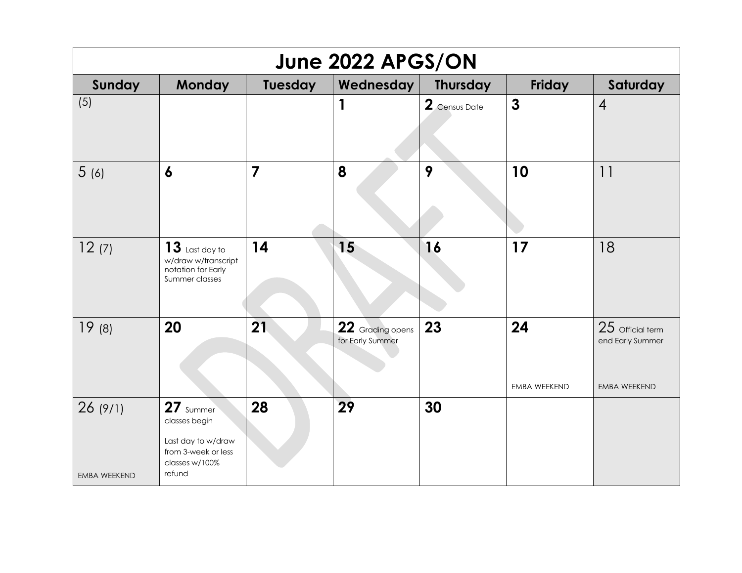# June 2022 APGS/ON

| Sunday | Monday | Tuesday | Wednesday | Thursday | Friday | Saturday |
|---|---|---|---|---|---|---|
| (5) | | | **1** | **2** Census Date | **3** | 4 |
| 5 (6) | **6** | **7** | **8** | **9** | **10** | 11 |
| 12 (7) | **13** Last day to w/draw w/transcript notation for Early Summer classes | **14** | **15** | **16** | **17** | 18 |
| 19 (8) | **20** | **21** | **22** Grading opens for Early Summer | **23** | **24** EMBA WEEKEND | 25 Official term end Early Summer EMBA WEEKEND |
| 26 (9/1) EMBA WEEKEND | **27** Summer classes begin Last day to w/draw from 3-week or less classes w/100% refund | **28** | **29** | **30** | | |

DRAFT